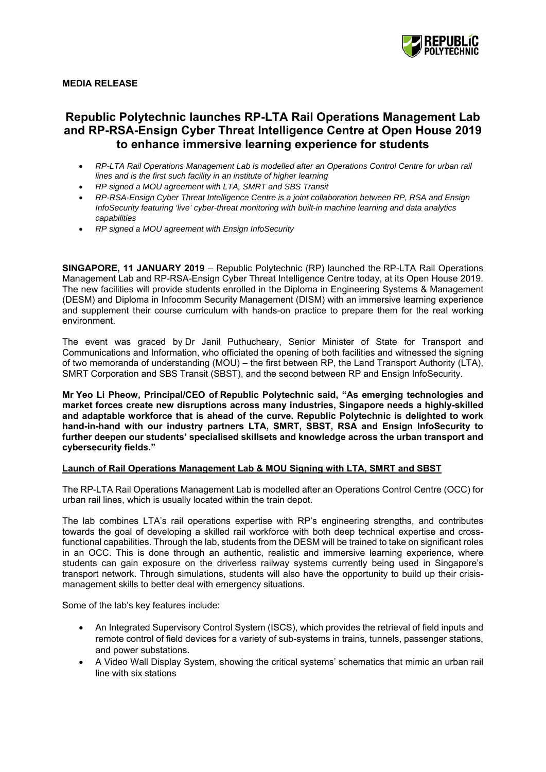**MEDIA RELEASE**

# Republic Polytechnic launches RP-LTA Rail Operations Management Lab and RP-RSA-Ensign Cyber Threat Intelligence Centre at Open House 2019 to enhance immersive learning experience for students

- *RP-LTA Rail Operations Management Lab is modelled after an Operations Control Centre for urban rail lines and is the first such facility in an institute of higher learning*
- *RP signed a MOU agreement with LTA, SMRT and SBS Transit*
- *RP-RSA-Ensign Cyber Threat Intelligence Centre is a joint collaboration between RP, RSA and Ensign InfoSecurity featuring 'live' cyber-threat monitoring with built-in machine learning and data analytics capabilities*
- *RP signed a MOU agreement with Ensign InfoSecurity*

**SINGAPORE, 11 JANUARY 2019** – Republic Polytechnic (RP) launched the RP-LTA Rail Operations Management Lab and RP-RSA-Ensign Cyber Threat Intelligence Centre today, at its Open House 2019. The new facilities will provide students enrolled in the Diploma in Engineering Systems & Management (DESM) and Diploma in Infocomm Security Management (DISM) with an immersive learning experience and supplement their course curriculum with hands-on practice to prepare them for the real working environment.

The event was graced by Dr Janil Puthucheary, Senior Minister of State for Transport and Communications and Information, who officiated the opening of both facilities and witnessed the signing of two memoranda of understanding (MOU) – the first between RP, the Land Transport Authority (LTA), SMRT Corporation and SBS Transit (SBST), and the second between RP and Ensign InfoSecurity.

**Mr Yeo Li Pheow, Principal/CEO of Republic Polytechnic said, "As emerging technologies and market forces create new disruptions across many industries, Singapore needs a highly-skilled and adaptable workforce that is ahead of the curve. Republic Polytechnic is delighted to work hand-in-hand with our industry partners LTA, SMRT, SBST, RSA and Ensign InfoSecurity to further deepen our students' specialised skillsets and knowledge across the urban transport and cybersecurity fields."**

## Launch of Rail Operations Management Lab & MOU Signing with LTA, SMRT and SBST

The RP-LTA Rail Operations Management Lab is modelled after an Operations Control Centre (OCC) for urban rail lines, which is usually located within the train depot.

The lab combines LTA's rail operations expertise with RP's engineering strengths, and contributes towards the goal of developing a skilled rail workforce with both deep technical expertise and cross-functional capabilities. Through the lab, students from the DESM will be trained to take on significant roles in an OCC. This is done through an authentic, realistic and immersive learning experience, where students can gain exposure on the driverless railway systems currently being used in Singapore's transport network. Through simulations, students will also have the opportunity to build up their crisis-management skills to better deal with emergency situations.

Some of the lab's key features include:

- An Integrated Supervisory Control System (ISCS), which provides the retrieval of field inputs and remote control of field devices for a variety of sub-systems in trains, tunnels, passenger stations, and power substations.
- A Video Wall Display System, showing the critical systems' schematics that mimic an urban rail line with six stations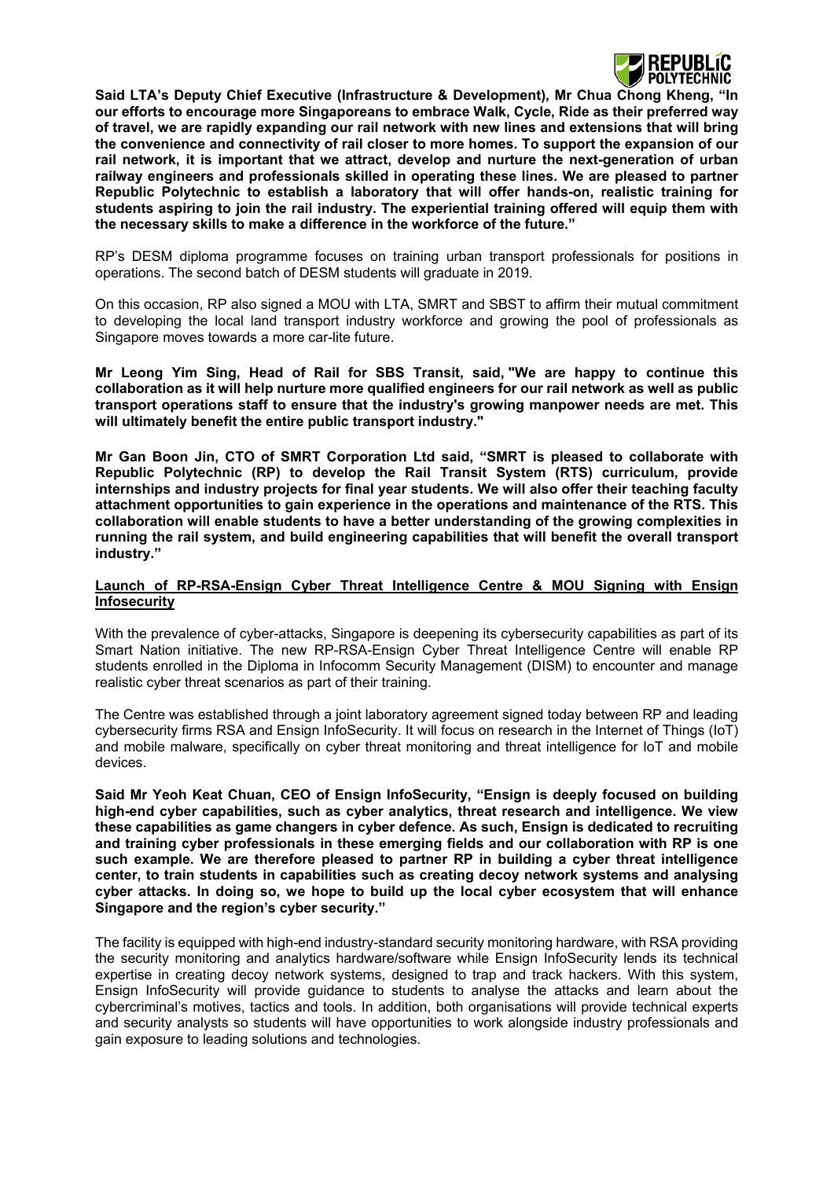**Said LTA's Deputy Chief Executive (Infrastructure & Development), Mr Chua Chong Kheng, "In our efforts to encourage more Singaporeans to embrace Walk, Cycle, Ride as their preferred way of travel, we are rapidly expanding our rail network with new lines and extensions that will bring the convenience and connectivity of rail closer to more homes. To support the expansion of our rail network, it is important that we attract, develop and nurture the next-generation of urban railway engineers and professionals skilled in operating these lines. We are pleased to partner Republic Polytechnic to establish a laboratory that will offer hands-on, realistic training for students aspiring to join the rail industry. The experiential training offered will equip them with the necessary skills to make a difference in the workforce of the future."**

RP's DESM diploma programme focuses on training urban transport professionals for positions in operations. The second batch of DESM students will graduate in 2019.

On this occasion, RP also signed a MOU with LTA, SMRT and SBST to affirm their mutual commitment to developing the local land transport industry workforce and growing the pool of professionals as Singapore moves towards a more car-lite future.

**Mr Leong Yim Sing, Head of Rail for SBS Transit, said, "We are happy to continue this collaboration as it will help nurture more qualified engineers for our rail network as well as public transport operations staff to ensure that the industry's growing manpower needs are met. This will ultimately benefit the entire public transport industry."**

**Mr Gan Boon Jin, CTO of SMRT Corporation Ltd said, "SMRT is pleased to collaborate with Republic Polytechnic (RP) to develop the Rail Transit System (RTS) curriculum, provide internships and industry projects for final year students. We will also offer their teaching faculty attachment opportunities to gain experience in the operations and maintenance of the RTS. This collaboration will enable students to have a better understanding of the growing complexities in running the rail system, and build engineering capabilities that will benefit the overall transport industry."**

**Launch of RP-RSA-Ensign Cyber Threat Intelligence Centre & MOU Signing with Ensign Infosecurity**

With the prevalence of cyber-attacks, Singapore is deepening its cybersecurity capabilities as part of its Smart Nation initiative. The new RP-RSA-Ensign Cyber Threat Intelligence Centre will enable RP students enrolled in the Diploma in Infocomm Security Management (DISM) to encounter and manage realistic cyber threat scenarios as part of their training.

The Centre was established through a joint laboratory agreement signed today between RP and leading cybersecurity firms RSA and Ensign InfoSecurity. It will focus on research in the Internet of Things (IoT) and mobile malware, specifically on cyber threat monitoring and threat intelligence for IoT and mobile devices.

**Said Mr Yeoh Keat Chuan, CEO of Ensign InfoSecurity, "Ensign is deeply focused on building high-end cyber capabilities, such as cyber analytics, threat research and intelligence. We view these capabilities as game changers in cyber defence. As such, Ensign is dedicated to recruiting and training cyber professionals in these emerging fields and our collaboration with RP is one such example. We are therefore pleased to partner RP in building a cyber threat intelligence center, to train students in capabilities such as creating decoy network systems and analysing cyber attacks. In doing so, we hope to build up the local cyber ecosystem that will enhance Singapore and the region's cyber security."**

The facility is equipped with high-end industry-standard security monitoring hardware, with RSA providing the security monitoring and analytics hardware/software while Ensign InfoSecurity lends its technical expertise in creating decoy network systems, designed to trap and track hackers. With this system, Ensign InfoSecurity will provide guidance to students to analyse the attacks and learn about the cybercriminal's motives, tactics and tools. In addition, both organisations will provide technical experts and security analysts so students will have opportunities to work alongside industry professionals and gain exposure to leading solutions and technologies.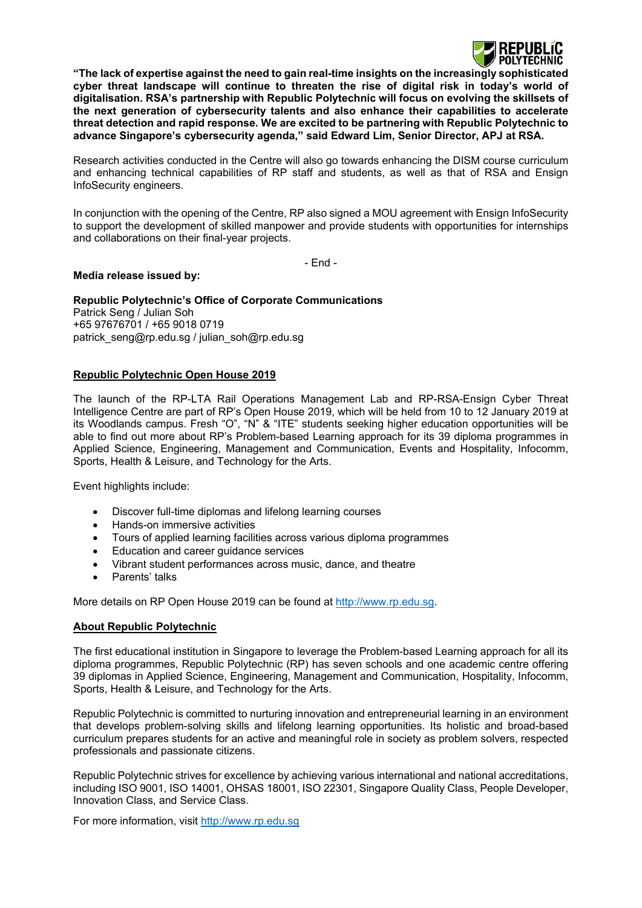**"The lack of expertise against the need to gain real-time insights on the increasingly sophisticated cyber threat landscape will continue to threaten the rise of digital risk in today's world of digitalisation. RSA's partnership with Republic Polytechnic will focus on evolving the skillsets of the next generation of cybersecurity talents and also enhance their capabilities to accelerate threat detection and rapid response. We are excited to be partnering with Republic Polytechnic to advance Singapore's cybersecurity agenda," said Edward Lim, Senior Director, APJ at RSA.**

Research activities conducted in the Centre will also go towards enhancing the DISM course curriculum and enhancing technical capabilities of RP staff and students, as well as that of RSA and Ensign InfoSecurity engineers.

In conjunction with the opening of the Centre, RP also signed a MOU agreement with Ensign InfoSecurity to support the development of skilled manpower and provide students with opportunities for internships and collaborations on their final-year projects.

- End -

**Media release issued by:**

**Republic Polytechnic's Office of Corporate Communications**
Patrick Seng / Julian Soh
+65 97676701 / +65 9018 0719
patrick_seng@rp.edu.sg / julian_soh@rp.edu.sg

**Republic Polytechnic Open House 2019**

The launch of the RP-LTA Rail Operations Management Lab and RP-RSA-Ensign Cyber Threat Intelligence Centre are part of RP's Open House 2019, which will be held from 10 to 12 January 2019 at its Woodlands campus. Fresh "O", "N" & "ITE" students seeking higher education opportunities will be able to find out more about RP's Problem-based Learning approach for its 39 diploma programmes in Applied Science, Engineering, Management and Communication, Events and Hospitality, Infocomm, Sports, Health & Leisure, and Technology for the Arts.

Event highlights include:

- Discover full-time diplomas and lifelong learning courses
- Hands-on immersive activities
- Tours of applied learning facilities across various diploma programmes
- Education and career guidance services
- Vibrant student performances across music, dance, and theatre
- Parents' talks

More details on RP Open House 2019 can be found at http://www.rp.edu.sg.

**About Republic Polytechnic**

The first educational institution in Singapore to leverage the Problem-based Learning approach for all its diploma programmes, Republic Polytechnic (RP) has seven schools and one academic centre offering 39 diplomas in Applied Science, Engineering, Management and Communication, Hospitality, Infocomm, Sports, Health & Leisure, and Technology for the Arts.

Republic Polytechnic is committed to nurturing innovation and entrepreneurial learning in an environment that develops problem-solving skills and lifelong learning opportunities. Its holistic and broad-based curriculum prepares students for an active and meaningful role in society as problem solvers, respected professionals and passionate citizens.

Republic Polytechnic strives for excellence by achieving various international and national accreditations, including ISO 9001, ISO 14001, OHSAS 18001, ISO 22301, Singapore Quality Class, People Developer, Innovation Class, and Service Class.

For more information, visit http://www.rp.edu.sg